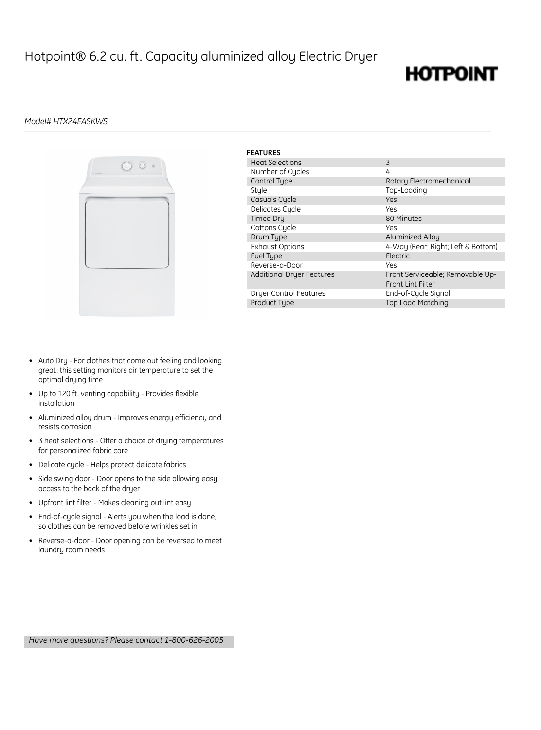# Hotpoint® 6.2 cu. ft. Capacity aluminized alloy Electric Dryer

HOTPOINT

*Model# HTX24EASKWS*

**FEATURES**

| | |
|---|---|
| Heat Selections | 3 |
| Number of Cycles | 4 |
| Control Type | Rotary Electromechanical |
| Style | Top-Loading |
| Casuals Cycle | Yes |
| Delicates Cycle | Yes |
| Timed Dry | 80 Minutes |
| Cottons Cycle | Yes |
| Drum Type | Aluminized Alloy |
| Exhaust Options | 4-Way (Rear; Right; Left & Bottom) |
| Fuel Type | Electric |
| Reverse-a-Door | Yes |
| Additional Dryer Features | Front Serviceable; Removable Up-Front Lint Filter |
| Dryer Control Features | End-of-Cycle Signal |
| Product Type | Top Load Matching |

- Auto Dry - For clothes that come out feeling and looking great, this setting monitors air temperature to set the optimal drying time
- Up to 120 ft. venting capability - Provides flexible installation
- Aluminized alloy drum - Improves energy efficiency and resists corrosion
- 3 heat selections - Offer a choice of drying temperatures for personalized fabric care
- Delicate cycle - Helps protect delicate fabrics
- Side swing door - Door opens to the side allowing easy access to the back of the dryer
- Upfront lint filter - Makes cleaning out lint easy
- End-of-cycle signal - Alerts you when the load is done, so clothes can be removed before wrinkles set in
- Reverse-a-door - Door opening can be reversed to meet laundry room needs

*Have more questions? Please contact 1-800-626-2005*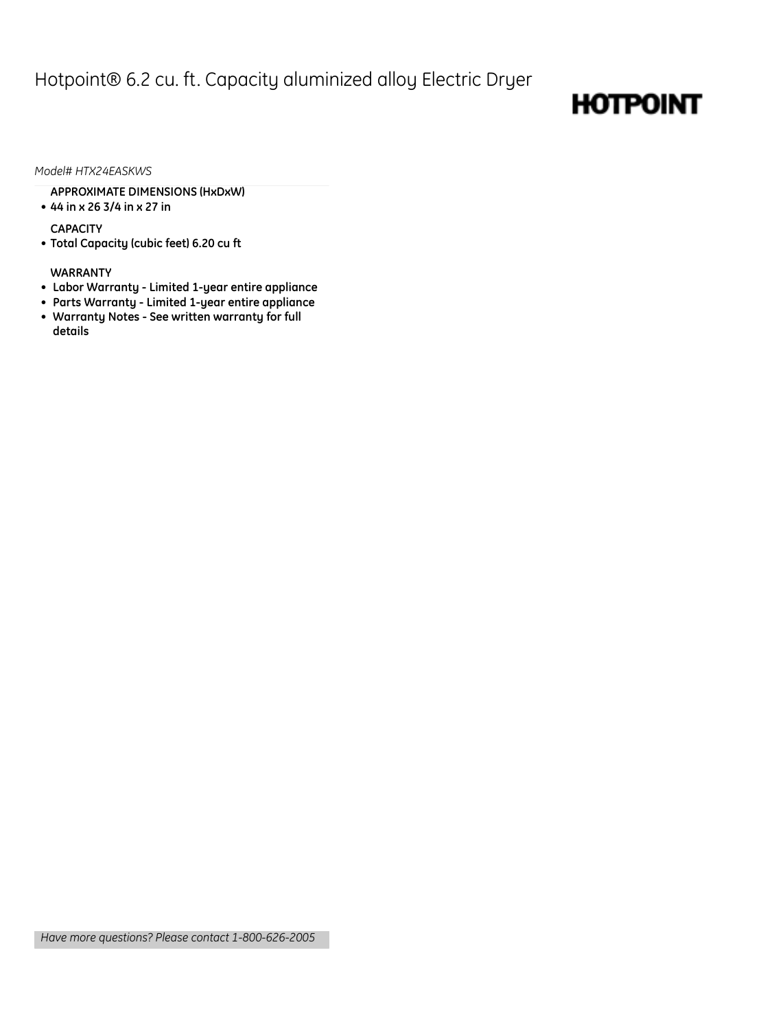# Hotpoint® 6.2 cu. ft. Capacity aluminized alloy Electric Dryer

HOTPOINT

*Model# HTX24EASKWS*

**APPROXIMATE DIMENSIONS (HxDxW)**

- **44 in x 26 3/4 in x 27 in**

**CAPACITY**

- **Total Capacity (cubic feet) 6.20 cu ft**

**WARRANTY**

- **Labor Warranty - Limited 1-year entire appliance**
- **Parts Warranty - Limited 1-year entire appliance**
- **Warranty Notes - See written warranty for full details**

*Have more questions? Please contact 1-800-626-2005*